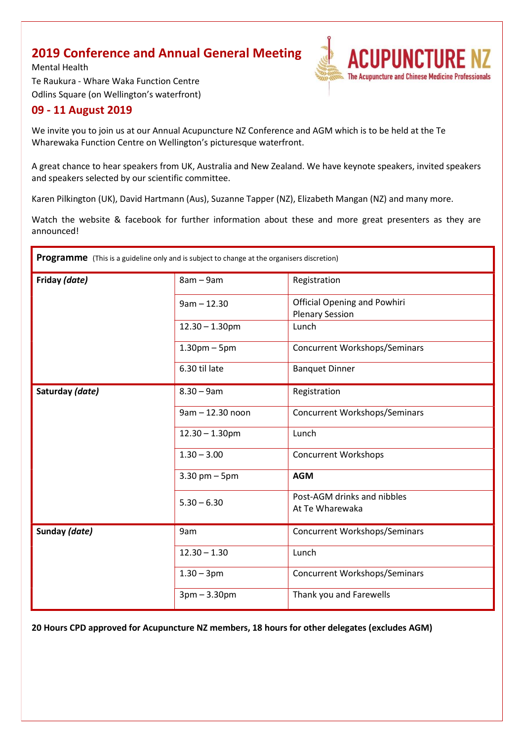# 2019 Conference and Annual General Meeting

Mental Health
Te Raukura - Whare Waka Function Centre
Odlins Square (on Wellington's waterfront)

ACUPUNCTURE NZ
The Acupuncture and Chinese Medicine Professionals

## 09 - 11 August 2019

We invite you to join us at our Annual Acupuncture NZ Conference and AGM which is to be held at the Te Wharewaka Function Centre on Wellington's picturesque waterfront.

A great chance to hear speakers from UK, Australia and New Zealand. We have keynote speakers, invited speakers and speakers selected by our scientific committee.

Karen Pilkington (UK), David Hartmann (Aus), Suzanne Tapper (NZ), Elizabeth Mangan (NZ) and many more.

Watch the website & facebook for further information about these and more great presenters as they are announced!

**Programme** (This is a guideline only and is subject to change at the organisers discretion)

| Day | Time | Event |
|---|---|---|
| **Friday *(date)*** | 8am – 9am | Registration |
| | 9am – 12.30 | Official Opening and Powhiri<br>Plenary Session |
| | 12.30 – 1.30pm | Lunch |
| | 1.30pm – 5pm | Concurrent Workshops/Seminars |
| | 6.30 til late | Banquet Dinner |
| **Saturday *(date)*** | 8.30 – 9am | Registration |
| | 9am – 12.30 noon | Concurrent Workshops/Seminars |
| | 12.30 – 1.30pm | Lunch |
| | 1.30 – 3.00 | Concurrent Workshops |
| | 3.30 pm – 5pm | **AGM** |
| | 5.30 – 6.30 | Post-AGM drinks and nibbles<br>At Te Wharewaka |
| **Sunday *(date)*** | 9am | Concurrent Workshops/Seminars |
| | 12.30 – 1.30 | Lunch |
| | 1.30 – 3pm | Concurrent Workshops/Seminars |
| | 3pm – 3.30pm | Thank you and Farewells |

**20 Hours CPD approved for Acupuncture NZ members, 18 hours for other delegates (excludes AGM)**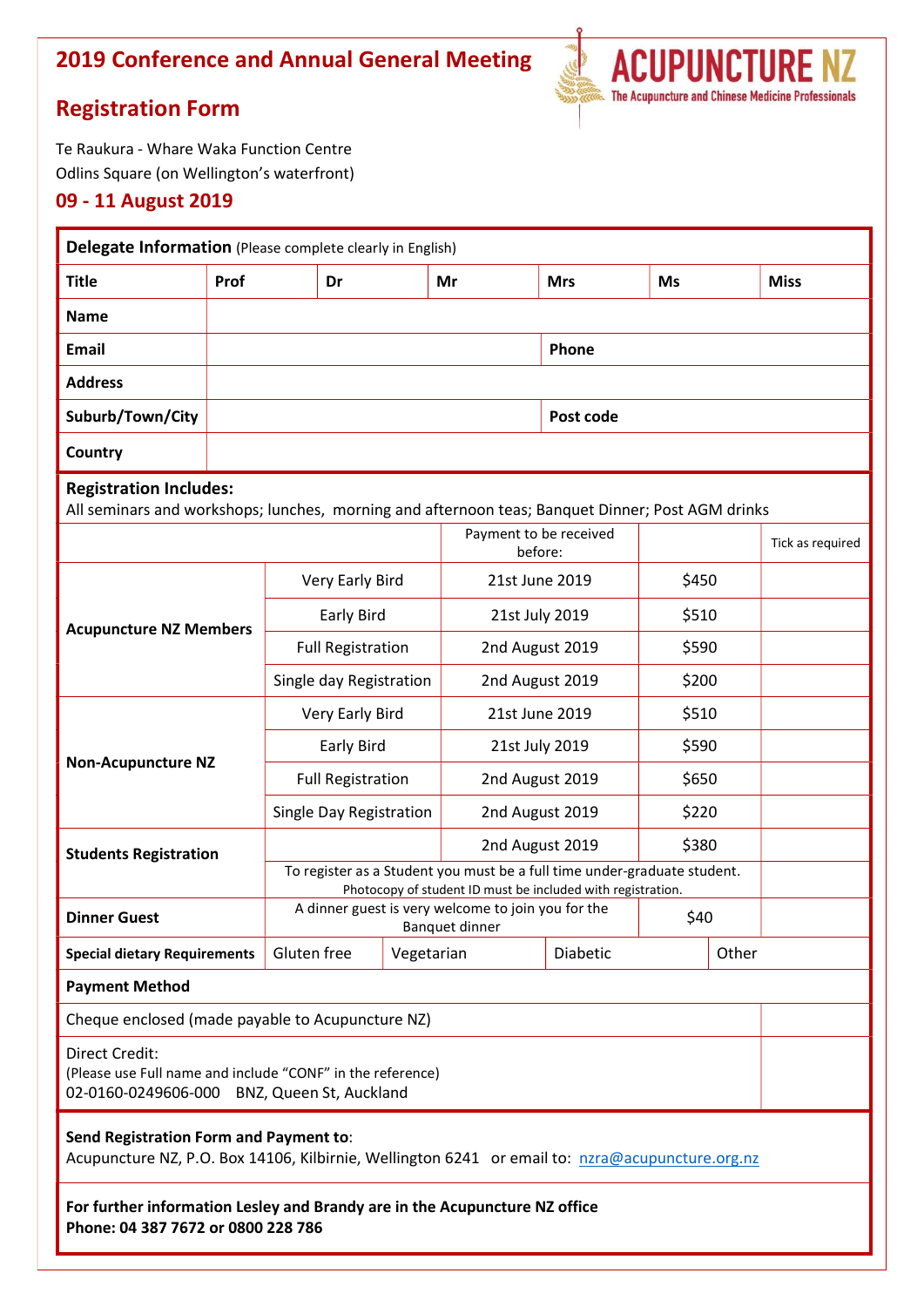# 2019 Conference and Annual General Meeting

## Registration Form

**ACUPUNCTURE NZ**
The Acupuncture and Chinese Medicine Professionals

Te Raukura - Whare Waka Function Centre
Odlins Square (on Wellington's waterfront)

### 09 - 11 August 2019

**Delegate Information** (Please complete clearly in English)

| Title | Prof | Dr | Mr | Mrs | Ms | Miss |
|---|---|---|---|---|---|---|
| **Name** | | | | | | |
| **Email** | | | | **Phone** | | |
| **Address** | | | | | | |
| **Suburb/Town/City** | | | | **Post code** | | |
| **Country** | | | | | | |

**Registration Includes:**
All seminars and workshops; lunches, morning and afternoon teas; Banquet Dinner; Post AGM drinks

| | | Payment to be received before: | | Tick as required |
|---|---|---|---|---|
| **Acupuncture NZ Members** | Very Early Bird | 21st June 2019 | $450 | |
| | Early Bird | 21st July 2019 | $510 | |
| | Full Registration | 2nd August 2019 | $590 | |
| | Single day Registration | 2nd August 2019 | $200 | |
| **Non-Acupuncture NZ** | Very Early Bird | 21st June 2019 | $510 | |
| | Early Bird | 21st July 2019 | $590 | |
| | Full Registration | 2nd August 2019 | $650 | |
| | Single Day Registration | 2nd August 2019 | $220 | |
| **Students Registration** | | 2nd August 2019 | $380 | |
| | To register as a Student you must be a full time under-graduate student. Photocopy of student ID must be included with registration. | | | |
| **Dinner Guest** | A dinner guest is very welcome to join you for the Banquet dinner | | $40 | |

| **Special dietary Requirements** | Gluten free | Vegetarian | Diabetic | Other |
|---|---|---|---|---|

**Payment Method**

| | |
|---|---|
| Cheque enclosed (made payable to Acupuncture NZ) | |
| Direct Credit:<br>(Please use Full name and include "CONF" in the reference)<br>02-0160-0249606-000 BNZ, Queen St, Auckland | |

**Send Registration Form and Payment to**:
Acupuncture NZ, P.O. Box 14106, Kilbirnie, Wellington 6241 or email to: nzra@acupuncture.org.nz

**For further information Lesley and Brandy are in the Acupuncture NZ office**
**Phone: 04 387 7672 or 0800 228 786**